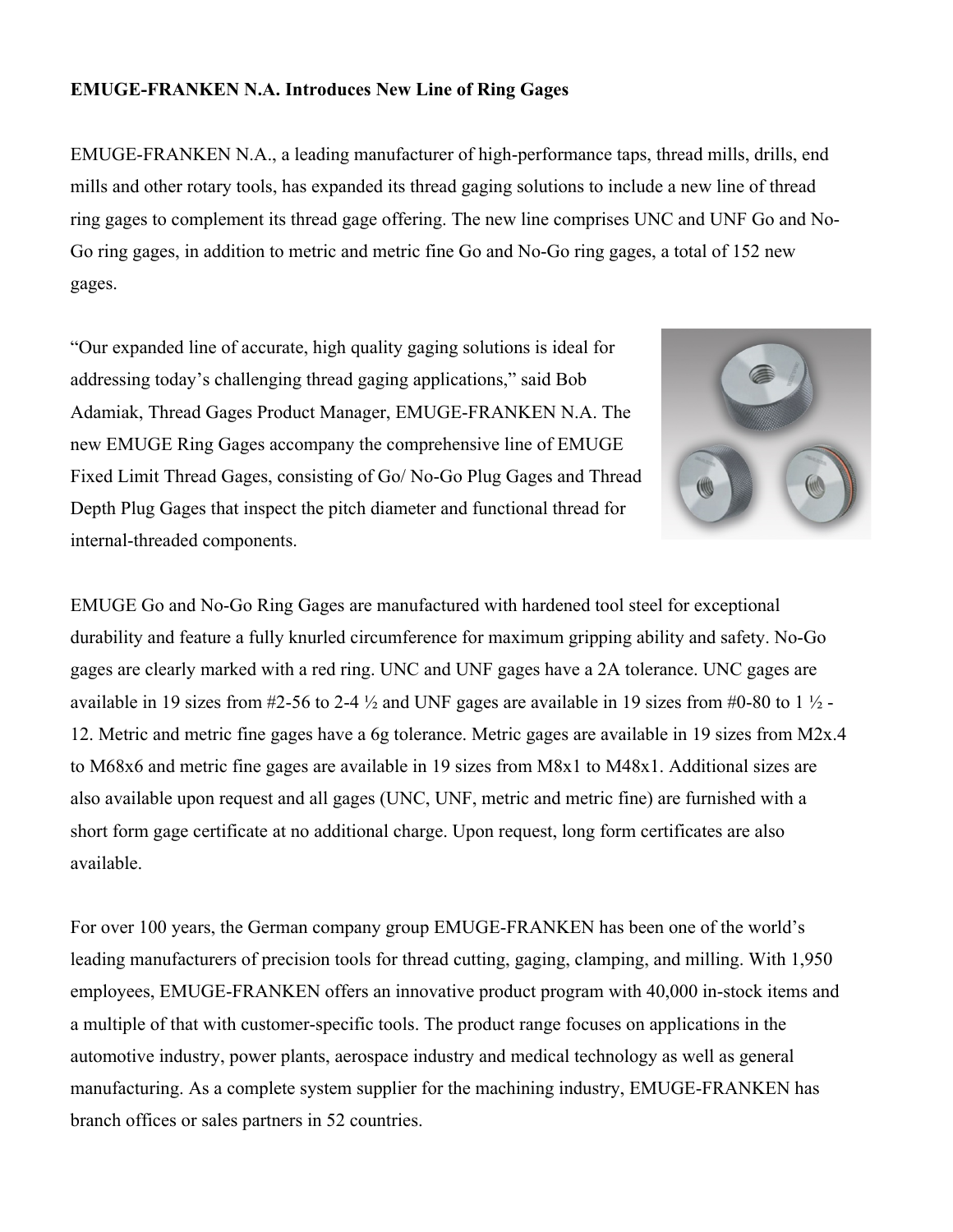**EMUGE-FRANKEN N.A. Introduces New Line of Ring Gages**

EMUGE-FRANKEN N.A., a leading manufacturer of high-performance taps, thread mills, drills, end mills and other rotary tools, has expanded its thread gaging solutions to include a new line of thread ring gages to complement its thread gage offering. The new line comprises UNC and UNF Go and No-Go ring gages, in addition to metric and metric fine Go and No-Go ring gages, a total of 152 new gages.

"Our expanded line of accurate, high quality gaging solutions is ideal for addressing today's challenging thread gaging applications," said Bob Adamiak, Thread Gages Product Manager, EMUGE-FRANKEN N.A. The new EMUGE Ring Gages accompany the comprehensive line of EMUGE Fixed Limit Thread Gages, consisting of Go/ No-Go Plug Gages and Thread Depth Plug Gages that inspect the pitch diameter and functional thread for internal-threaded components.

EMUGE Go and No-Go Ring Gages are manufactured with hardened tool steel for exceptional durability and feature a fully knurled circumference for maximum gripping ability and safety. No-Go gages are clearly marked with a red ring. UNC and UNF gages have a 2A tolerance. UNC gages are available in 19 sizes from #2-56 to 2-4 ½ and UNF gages are available in 19 sizes from #0-80 to 1 ½ - 12. Metric and metric fine gages have a 6g tolerance. Metric gages are available in 19 sizes from M2x.4 to M68x6 and metric fine gages are available in 19 sizes from M8x1 to M48x1. Additional sizes are also available upon request and all gages (UNC, UNF, metric and metric fine) are furnished with a short form gage certificate at no additional charge. Upon request, long form certificates are also available.

For over 100 years, the German company group EMUGE-FRANKEN has been one of the world's leading manufacturers of precision tools for thread cutting, gaging, clamping, and milling. With 1,950 employees, EMUGE-FRANKEN offers an innovative product program with 40,000 in-stock items and a multiple of that with customer-specific tools. The product range focuses on applications in the automotive industry, power plants, aerospace industry and medical technology as well as general manufacturing. As a complete system supplier for the machining industry, EMUGE-FRANKEN has branch offices or sales partners in 52 countries.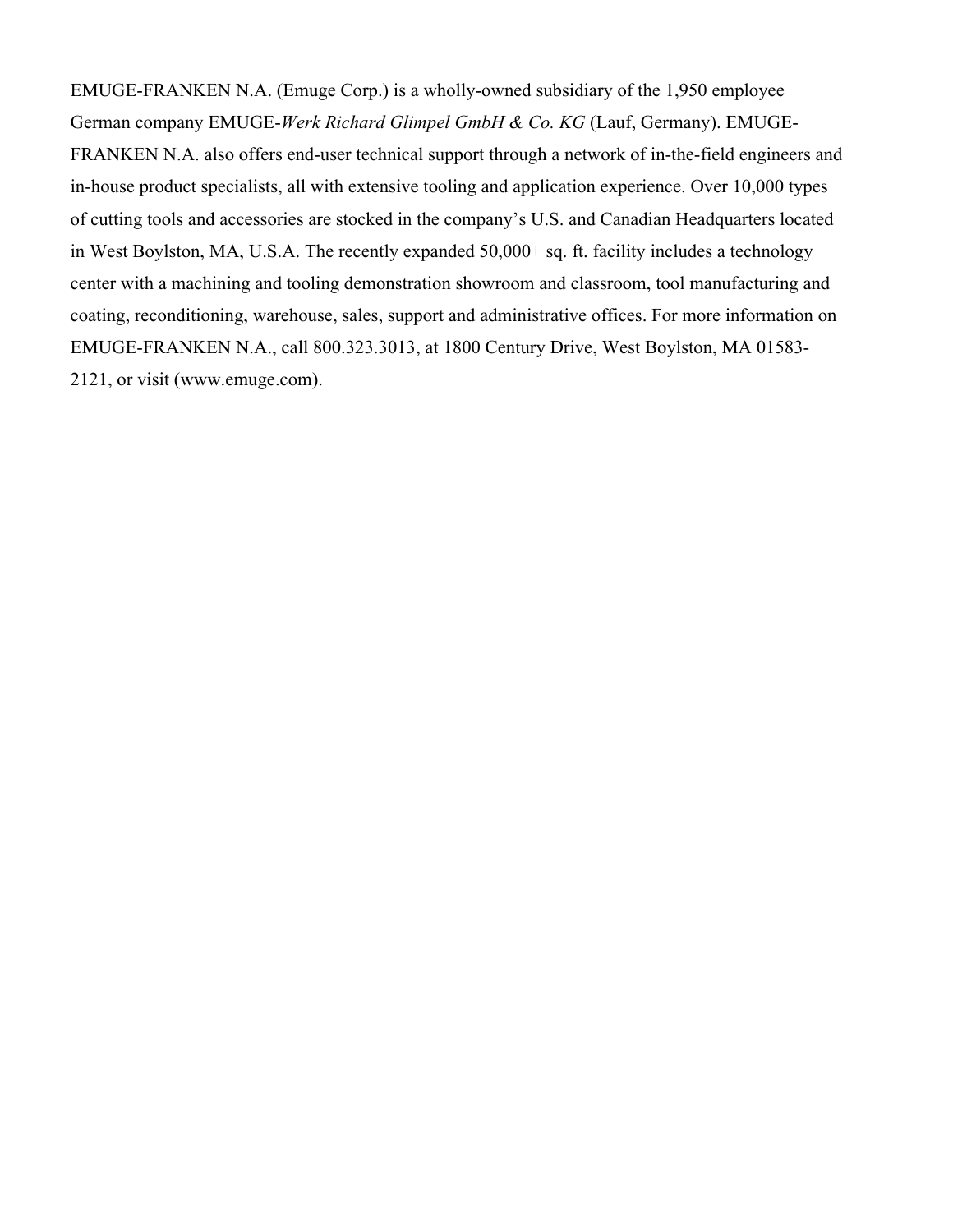EMUGE-FRANKEN N.A. (Emuge Corp.) is a wholly-owned subsidiary of the 1,950 employee German company EMUGE-*Werk Richard Glimpel GmbH & Co. KG* (Lauf, Germany). EMUGE-FRANKEN N.A. also offers end-user technical support through a network of in-the-field engineers and in-house product specialists, all with extensive tooling and application experience. Over 10,000 types of cutting tools and accessories are stocked in the company's U.S. and Canadian Headquarters located in West Boylston, MA, U.S.A. The recently expanded 50,000+ sq. ft. facility includes a technology center with a machining and tooling demonstration showroom and classroom, tool manufacturing and coating, reconditioning, warehouse, sales, support and administrative offices. For more information on EMUGE-FRANKEN N.A., call 800.323.3013, at 1800 Century Drive, West Boylston, MA 01583-2121, or visit (www.emuge.com).